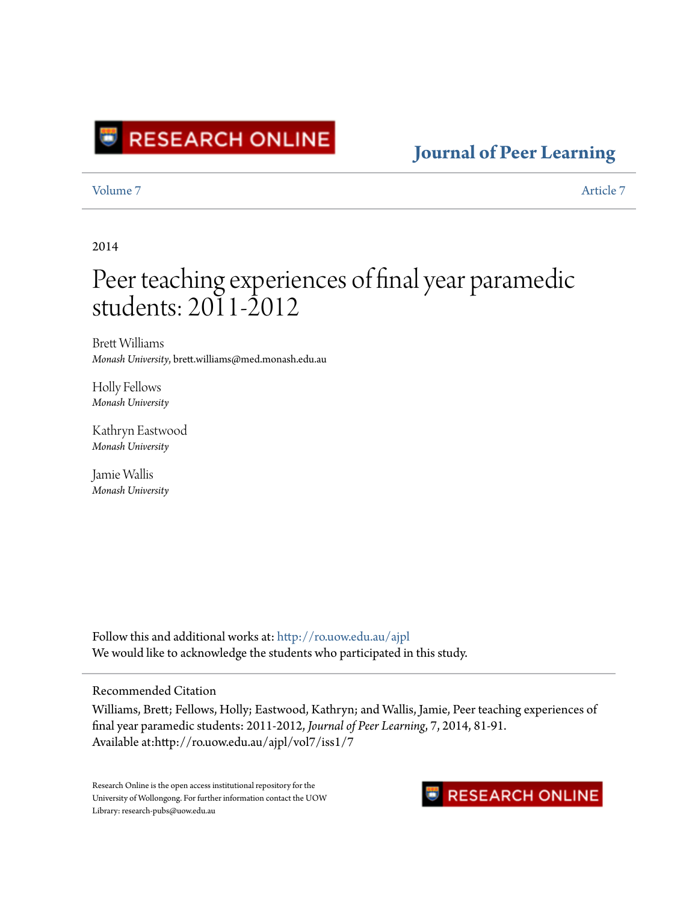RESEARCH ONLINE

**Journal of Peer Learning**

Volume 7 | Article 7

2014

# Peer teaching experiences of final year paramedic students: 2011-2012

Brett Williams
*Monash University*, brett.williams@med.monash.edu.au

Holly Fellows
*Monash University*

Kathryn Eastwood
*Monash University*

Jamie Wallis
*Monash University*

Follow this and additional works at: http://ro.uow.edu.au/ajpl
We would like to acknowledge the students who participated in this study.

## Recommended Citation

Williams, Brett; Fellows, Holly; Eastwood, Kathryn; and Wallis, Jamie, Peer teaching experiences of final year paramedic students: 2011-2012, *Journal of Peer Learning*, 7, 2014, 81-91.
Available at:http://ro.uow.edu.au/ajpl/vol7/iss1/7

Research Online is the open access institutional repository for the University of Wollongong. For further information contact the UOW Library: research-pubs@uow.edu.au

RESEARCH ONLINE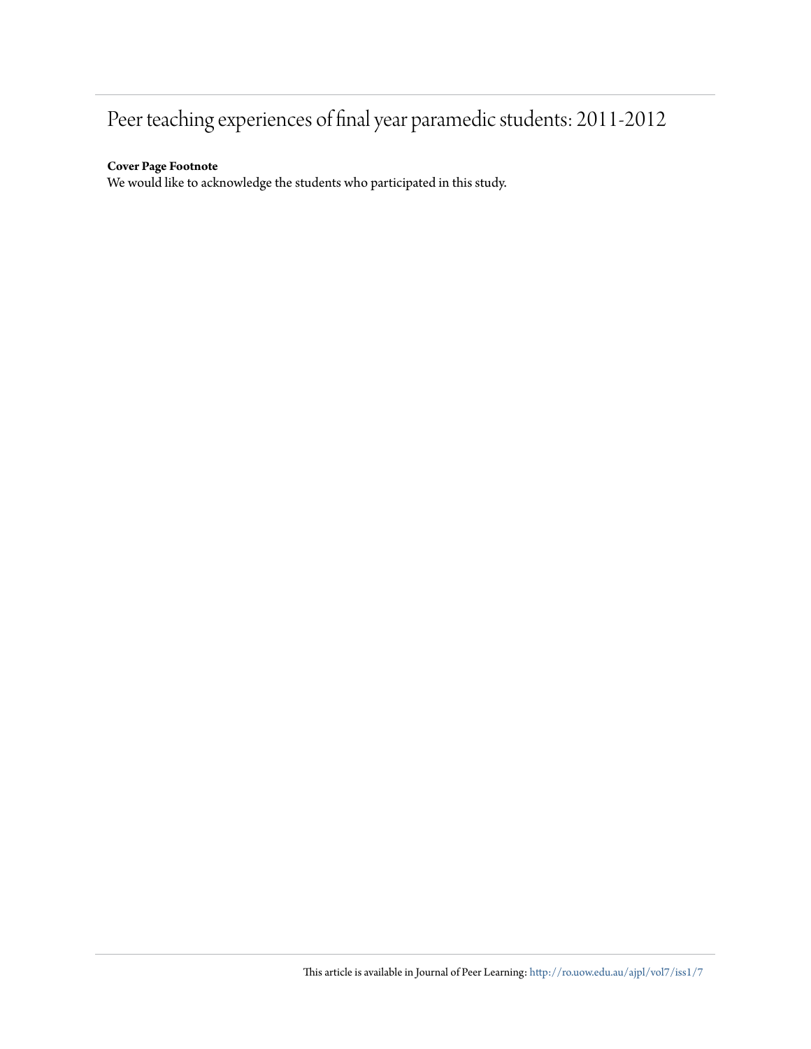# Peer teaching experiences of final year paramedic students: 2011-2012

**Cover Page Footnote**

We would like to acknowledge the students who participated in this study.

This article is available in Journal of Peer Learning: http://ro.uow.edu.au/ajpl/vol7/iss1/7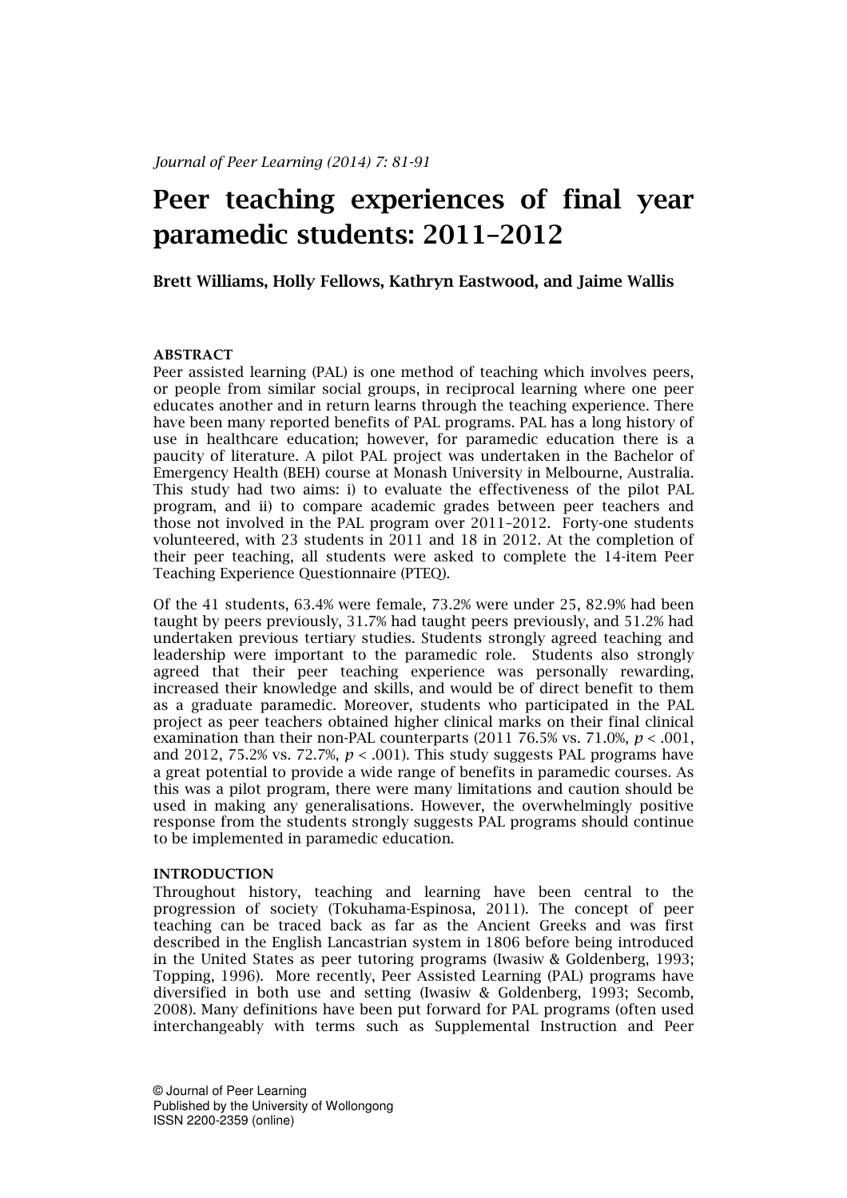# Peer teaching experiences of final year paramedic students: 2011–2012

**Brett Williams, Holly Fellows, Kathryn Eastwood, and Jaime Wallis**

## ABSTRACT

Peer assisted learning (PAL) is one method of teaching which involves peers, or people from similar social groups, in reciprocal learning where one peer educates another and in return learns through the teaching experience. There have been many reported benefits of PAL programs. PAL has a long history of use in healthcare education; however, for paramedic education there is a paucity of literature. A pilot PAL project was undertaken in the Bachelor of Emergency Health (BEH) course at Monash University in Melbourne, Australia. This study had two aims: i) to evaluate the effectiveness of the pilot PAL program, and ii) to compare academic grades between peer teachers and those not involved in the PAL program over 2011–2012. Forty-one students volunteered, with 23 students in 2011 and 18 in 2012. At the completion of their peer teaching, all students were asked to complete the 14-item Peer Teaching Experience Questionnaire (PTEQ).

Of the 41 students, 63.4% were female, 73.2% were under 25, 82.9% had been taught by peers previously, 31.7% had taught peers previously, and 51.2% had undertaken previous tertiary studies. Students strongly agreed teaching and leadership were important to the paramedic role. Students also strongly agreed that their peer teaching experience was personally rewarding, increased their knowledge and skills, and would be of direct benefit to them as a graduate paramedic. Moreover, students who participated in the PAL project as peer teachers obtained higher clinical marks on their final clinical examination than their non-PAL counterparts (2011 76.5% vs. 71.0%, $p < .001$, and 2012, 75.2% vs. 72.7%, $p < .001$). This study suggests PAL programs have a great potential to provide a wide range of benefits in paramedic courses. As this was a pilot program, there were many limitations and caution should be used in making any generalisations. However, the overwhelmingly positive response from the students strongly suggests PAL programs should continue to be implemented in paramedic education.

## INTRODUCTION

Throughout history, teaching and learning have been central to the progression of society (Tokuhama-Espinosa, 2011). The concept of peer teaching can be traced back as far as the Ancient Greeks and was first described in the English Lancastrian system in 1806 before being introduced in the United States as peer tutoring programs (Iwasiw & Goldenberg, 1993; Topping, 1996). More recently, Peer Assisted Learning (PAL) programs have diversified in both use and setting (Iwasiw & Goldenberg, 1993; Secomb, 2008). Many definitions have been put forward for PAL programs (often used interchangeably with terms such as Supplemental Instruction and Peer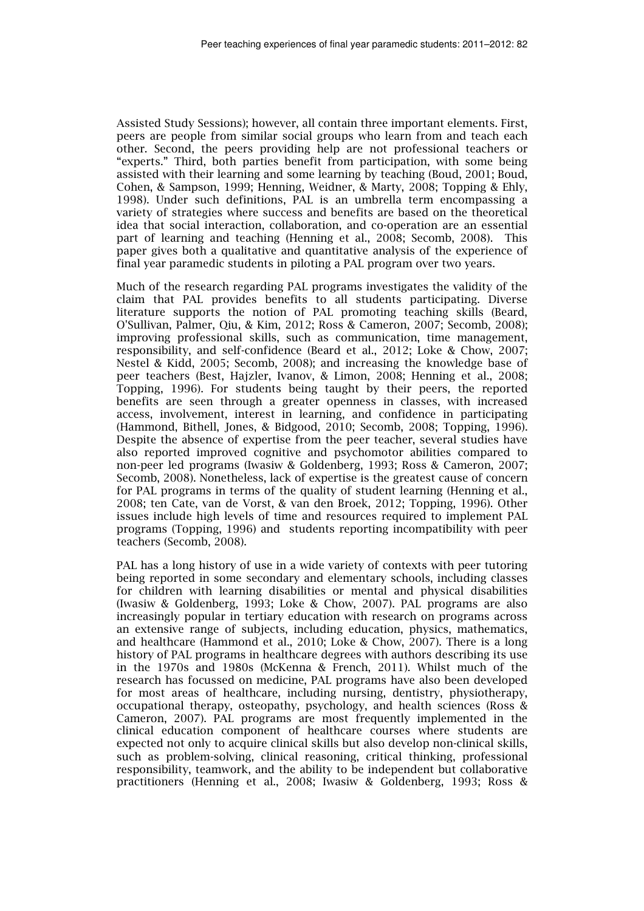Assisted Study Sessions); however, all contain three important elements. First, peers are people from similar social groups who learn from and teach each other. Second, the peers providing help are not professional teachers or "experts." Third, both parties benefit from participation, with some being assisted with their learning and some learning by teaching (Boud, 2001; Boud, Cohen, & Sampson, 1999; Henning, Weidner, & Marty, 2008; Topping & Ehly, 1998). Under such definitions, PAL is an umbrella term encompassing a variety of strategies where success and benefits are based on the theoretical idea that social interaction, collaboration, and co-operation are an essential part of learning and teaching (Henning et al., 2008; Secomb, 2008). This paper gives both a qualitative and quantitative analysis of the experience of final year paramedic students in piloting a PAL program over two years.

Much of the research regarding PAL programs investigates the validity of the claim that PAL provides benefits to all students participating. Diverse literature supports the notion of PAL promoting teaching skills (Beard, O'Sullivan, Palmer, Qiu, & Kim, 2012; Ross & Cameron, 2007; Secomb, 2008); improving professional skills, such as communication, time management, responsibility, and self-confidence (Beard et al., 2012; Loke & Chow, 2007; Nestel & Kidd, 2005; Secomb, 2008); and increasing the knowledge base of peer teachers (Best, Hajzler, Ivanov, & Limon, 2008; Henning et al., 2008; Topping, 1996). For students being taught by their peers, the reported benefits are seen through a greater openness in classes, with increased access, involvement, interest in learning, and confidence in participating (Hammond, Bithell, Jones, & Bidgood, 2010; Secomb, 2008; Topping, 1996). Despite the absence of expertise from the peer teacher, several studies have also reported improved cognitive and psychomotor abilities compared to non-peer led programs (Iwasiw & Goldenberg, 1993; Ross & Cameron, 2007; Secomb, 2008). Nonetheless, lack of expertise is the greatest cause of concern for PAL programs in terms of the quality of student learning (Henning et al., 2008; ten Cate, van de Vorst, & van den Broek, 2012; Topping, 1996). Other issues include high levels of time and resources required to implement PAL programs (Topping, 1996) and students reporting incompatibility with peer teachers (Secomb, 2008).

PAL has a long history of use in a wide variety of contexts with peer tutoring being reported in some secondary and elementary schools, including classes for children with learning disabilities or mental and physical disabilities (Iwasiw & Goldenberg, 1993; Loke & Chow, 2007). PAL programs are also increasingly popular in tertiary education with research on programs across an extensive range of subjects, including education, physics, mathematics, and healthcare (Hammond et al., 2010; Loke & Chow, 2007). There is a long history of PAL programs in healthcare degrees with authors describing its use in the 1970s and 1980s (McKenna & French, 2011). Whilst much of the research has focussed on medicine, PAL programs have also been developed for most areas of healthcare, including nursing, dentistry, physiotherapy, occupational therapy, osteopathy, psychology, and health sciences (Ross & Cameron, 2007). PAL programs are most frequently implemented in the clinical education component of healthcare courses where students are expected not only to acquire clinical skills but also develop non-clinical skills, such as problem-solving, clinical reasoning, critical thinking, professional responsibility, teamwork, and the ability to be independent but collaborative practitioners (Henning et al., 2008; Iwasiw & Goldenberg, 1993; Ross &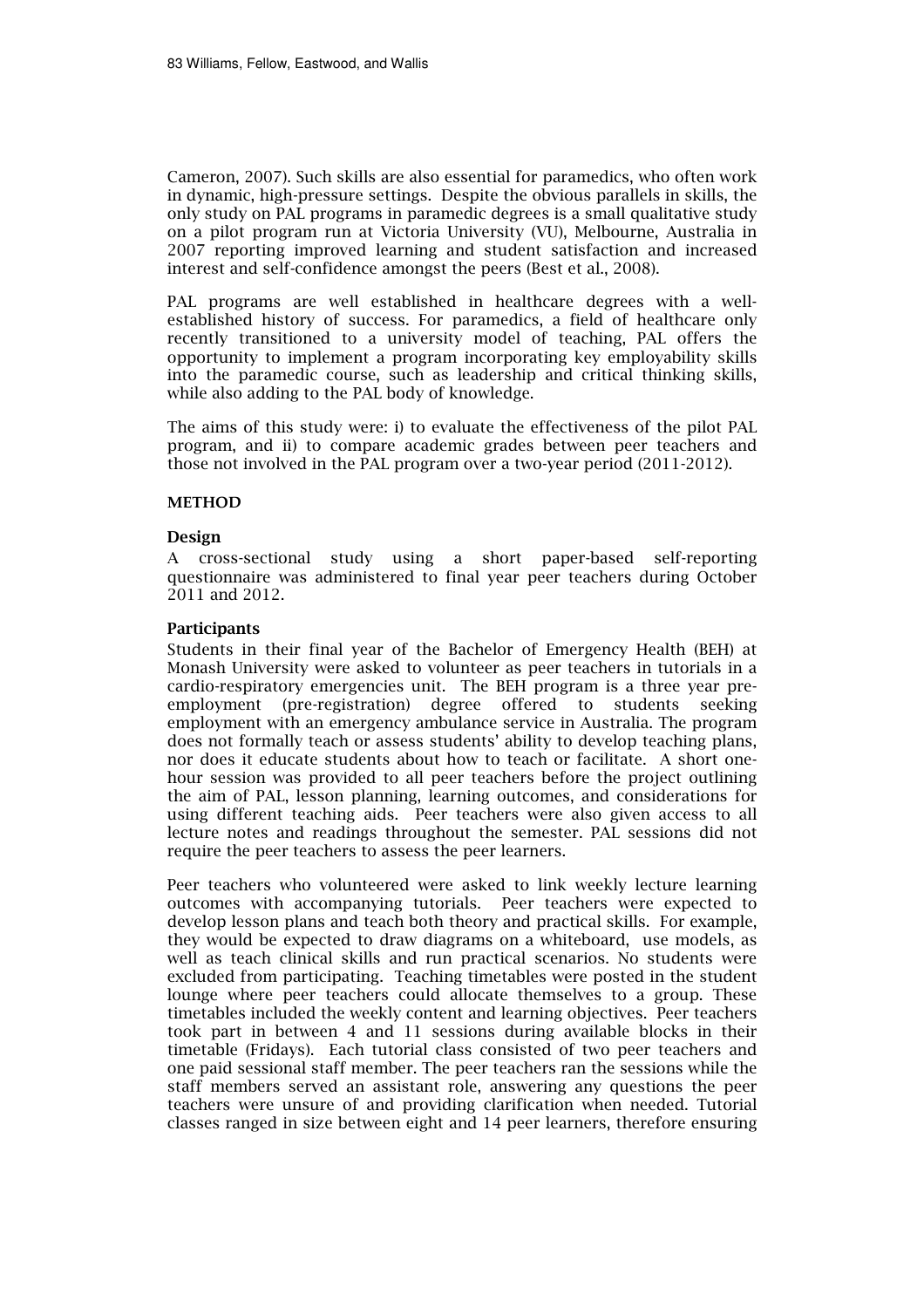Cameron, 2007). Such skills are also essential for paramedics, who often work in dynamic, high-pressure settings. Despite the obvious parallels in skills, the only study on PAL programs in paramedic degrees is a small qualitative study on a pilot program run at Victoria University (VU), Melbourne, Australia in 2007 reporting improved learning and student satisfaction and increased interest and self-confidence amongst the peers (Best et al., 2008).

PAL programs are well established in healthcare degrees with a well-established history of success. For paramedics, a field of healthcare only recently transitioned to a university model of teaching, PAL offers the opportunity to implement a program incorporating key employability skills into the paramedic course, such as leadership and critical thinking skills, while also adding to the PAL body of knowledge.

The aims of this study were: i) to evaluate the effectiveness of the pilot PAL program, and ii) to compare academic grades between peer teachers and those not involved in the PAL program over a two-year period (2011-2012).

## METHOD

### Design

A cross-sectional study using a short paper-based self-reporting questionnaire was administered to final year peer teachers during October 2011 and 2012.

### Participants

Students in their final year of the Bachelor of Emergency Health (BEH) at Monash University were asked to volunteer as peer teachers in tutorials in a cardio-respiratory emergencies unit. The BEH program is a three year pre-employment (pre-registration) degree offered to students seeking employment with an emergency ambulance service in Australia. The program does not formally teach or assess students' ability to develop teaching plans, nor does it educate students about how to teach or facilitate. A short one-hour session was provided to all peer teachers before the project outlining the aim of PAL, lesson planning, learning outcomes, and considerations for using different teaching aids. Peer teachers were also given access to all lecture notes and readings throughout the semester. PAL sessions did not require the peer teachers to assess the peer learners.

Peer teachers who volunteered were asked to link weekly lecture learning outcomes with accompanying tutorials. Peer teachers were expected to develop lesson plans and teach both theory and practical skills. For example, they would be expected to draw diagrams on a whiteboard, use models, as well as teach clinical skills and run practical scenarios. No students were excluded from participating. Teaching timetables were posted in the student lounge where peer teachers could allocate themselves to a group. These timetables included the weekly content and learning objectives. Peer teachers took part in between 4 and 11 sessions during available blocks in their timetable (Fridays). Each tutorial class consisted of two peer teachers and one paid sessional staff member. The peer teachers ran the sessions while the staff members served an assistant role, answering any questions the peer teachers were unsure of and providing clarification when needed. Tutorial classes ranged in size between eight and 14 peer learners, therefore ensuring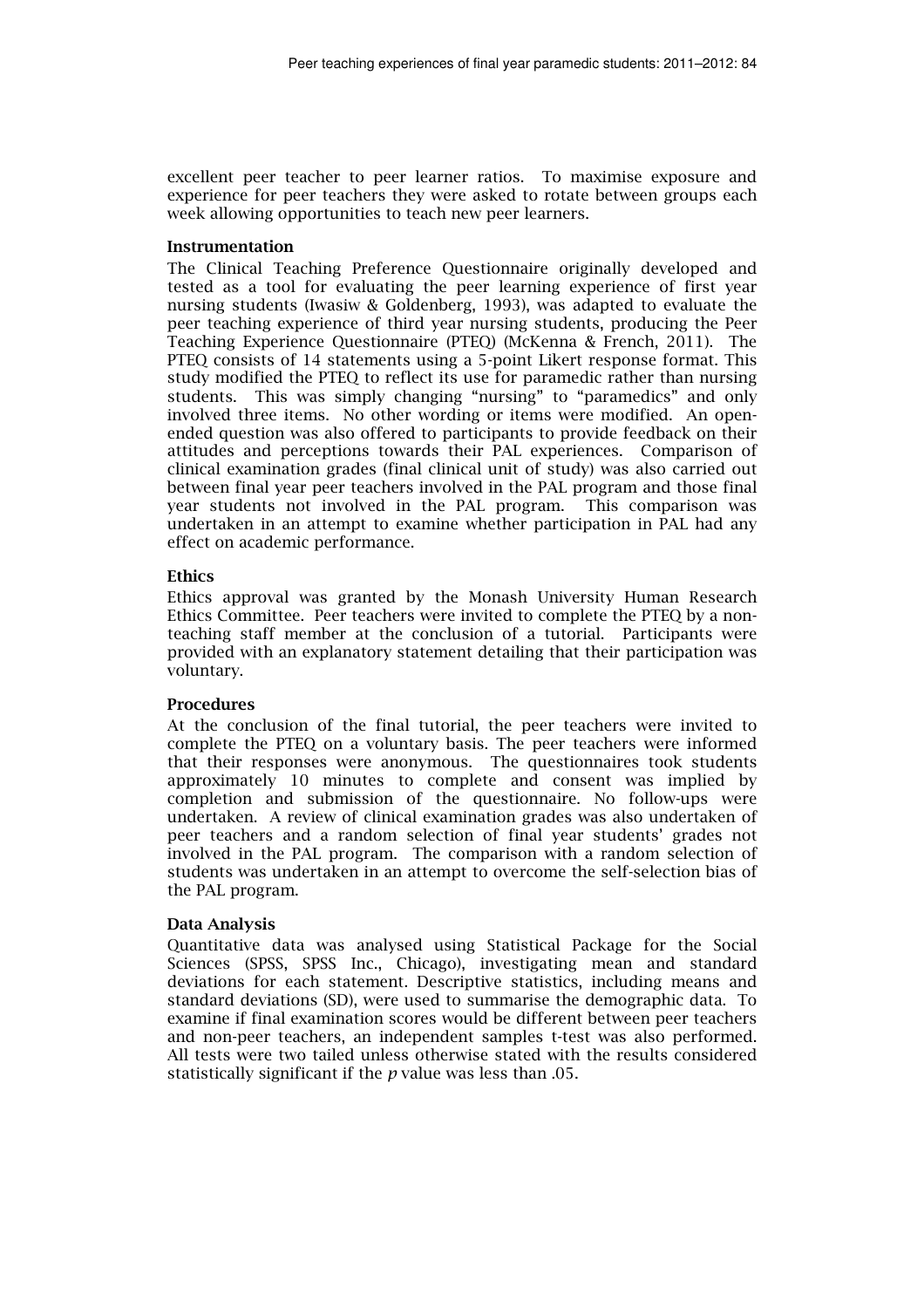excellent peer teacher to peer learner ratios. To maximise exposure and experience for peer teachers they were asked to rotate between groups each week allowing opportunities to teach new peer learners.

### Instrumentation

The Clinical Teaching Preference Questionnaire originally developed and tested as a tool for evaluating the peer learning experience of first year nursing students (Iwasiw & Goldenberg, 1993), was adapted to evaluate the peer teaching experience of third year nursing students, producing the Peer Teaching Experience Questionnaire (PTEQ) (McKenna & French, 2011). The PTEQ consists of 14 statements using a 5-point Likert response format. This study modified the PTEQ to reflect its use for paramedic rather than nursing students. This was simply changing "nursing" to "paramedics" and only involved three items. No other wording or items were modified. An open-ended question was also offered to participants to provide feedback on their attitudes and perceptions towards their PAL experiences. Comparison of clinical examination grades (final clinical unit of study) was also carried out between final year peer teachers involved in the PAL program and those final year students not involved in the PAL program. This comparison was undertaken in an attempt to examine whether participation in PAL had any effect on academic performance.

### Ethics

Ethics approval was granted by the Monash University Human Research Ethics Committee. Peer teachers were invited to complete the PTEQ by a non-teaching staff member at the conclusion of a tutorial. Participants were provided with an explanatory statement detailing that their participation was voluntary.

### Procedures

At the conclusion of the final tutorial, the peer teachers were invited to complete the PTEQ on a voluntary basis. The peer teachers were informed that their responses were anonymous. The questionnaires took students approximately 10 minutes to complete and consent was implied by completion and submission of the questionnaire. No follow-ups were undertaken. A review of clinical examination grades was also undertaken of peer teachers and a random selection of final year students' grades not involved in the PAL program. The comparison with a random selection of students was undertaken in an attempt to overcome the self-selection bias of the PAL program.

### Data Analysis

Quantitative data was analysed using Statistical Package for the Social Sciences (SPSS, SPSS Inc., Chicago), investigating mean and standard deviations for each statement. Descriptive statistics, including means and standard deviations (SD), were used to summarise the demographic data. To examine if final examination scores would be different between peer teachers and non-peer teachers, an independent samples t-test was also performed. All tests were two tailed unless otherwise stated with the results considered statistically significant if the $p$ value was less than .05.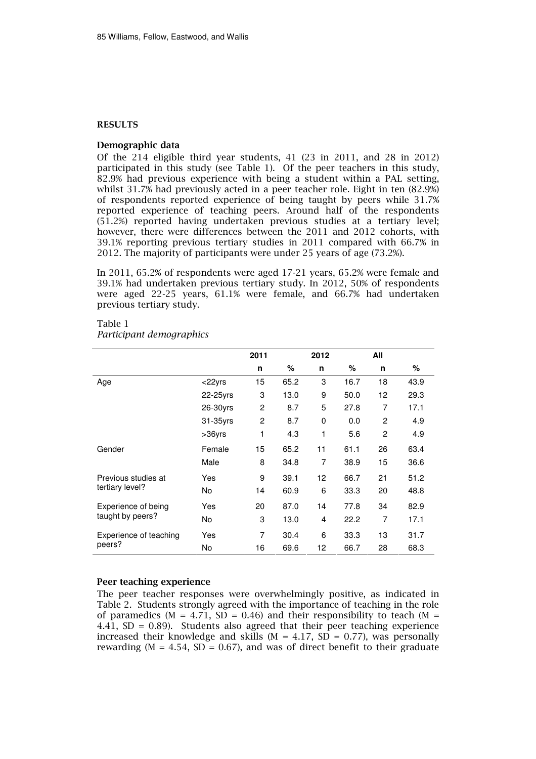## RESULTS

### Demographic data

Of the 214 eligible third year students, 41 (23 in 2011, and 28 in 2012) participated in this study (see Table 1). Of the peer teachers in this study, 82.9% had previous experience with being a student within a PAL setting, whilst 31.7% had previously acted in a peer teacher role. Eight in ten (82.9%) of respondents reported experience of being taught by peers while 31.7% reported experience of teaching peers. Around half of the respondents (51.2%) reported having undertaken previous studies at a tertiary level; however, there were differences between the 2011 and 2012 cohorts, with 39.1% reporting previous tertiary studies in 2011 compared with 66.7% in 2012. The majority of participants were under 25 years of age (73.2%).

In 2011, 65.2% of respondents were aged 17-21 years, 65.2% were female and 39.1% had undertaken previous tertiary study. In 2012, 50% of respondents were aged 22-25 years, 61.1% were female, and 66.7% had undertaken previous tertiary study.

Table 1
*Participant demographics*

| | | 2011 | | 2012 | | All | |
|---|---|---|---|---|---|---|---|
| | | n | % | n | % | n | % |
| Age | <22yrs | 15 | 65.2 | 3 | 16.7 | 18 | 43.9 |
| | 22-25yrs | 3 | 13.0 | 9 | 50.0 | 12 | 29.3 |
| | 26-30yrs | 2 | 8.7 | 5 | 27.8 | 7 | 17.1 |
| | 31-35yrs | 2 | 8.7 | 0 | 0.0 | 2 | 4.9 |
| | >36yrs | 1 | 4.3 | 1 | 5.6 | 2 | 4.9 |
| Gender | Female | 15 | 65.2 | 11 | 61.1 | 26 | 63.4 |
| | Male | 8 | 34.8 | 7 | 38.9 | 15 | 36.6 |
| Previous studies at tertiary level? | Yes | 9 | 39.1 | 12 | 66.7 | 21 | 51.2 |
| | No | 14 | 60.9 | 6 | 33.3 | 20 | 48.8 |
| Experience of being taught by peers? | Yes | 20 | 87.0 | 14 | 77.8 | 34 | 82.9 |
| | No | 3 | 13.0 | 4 | 22.2 | 7 | 17.1 |
| Experience of teaching peers? | Yes | 7 | 30.4 | 6 | 33.3 | 13 | 31.7 |
| | No | 16 | 69.6 | 12 | 66.7 | 28 | 68.3 |

### Peer teaching experience

The peer teacher responses were overwhelmingly positive, as indicated in Table 2. Students strongly agreed with the importance of teaching in the role of paramedics (M = 4.71, SD = 0.46) and their responsibility to teach (M = 4.41, SD = 0.89). Students also agreed that their peer teaching experience increased their knowledge and skills (M = 4.17, SD = 0.77), was personally rewarding (M = 4.54, SD = 0.67), and was of direct benefit to their graduate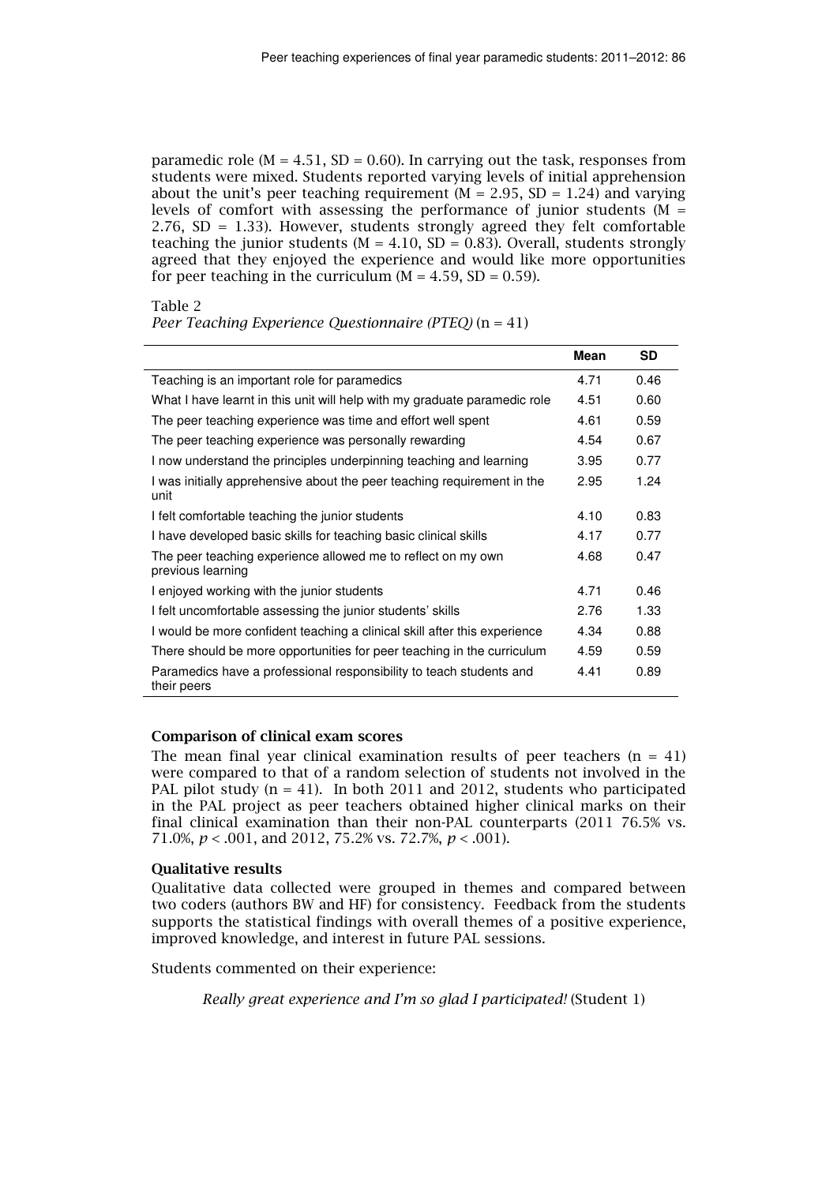paramedic role ($M = 4.51$, $SD = 0.60$). In carrying out the task, responses from students were mixed. Students reported varying levels of initial apprehension about the unit's peer teaching requirement ($M = 2.95$, $SD = 1.24$) and varying levels of comfort with assessing the performance of junior students ($M = 2.76$, $SD = 1.33$). However, students strongly agreed they felt comfortable teaching the junior students ($M = 4.10$, $SD = 0.83$). Overall, students strongly agreed that they enjoyed the experience and would like more opportunities for peer teaching in the curriculum ($M = 4.59$, $SD = 0.59$).

Table 2
*Peer Teaching Experience Questionnaire (PTEQ)* (n = 41)

| | **Mean** | **SD** |
|---|---|---|
| Teaching is an important role for paramedics | 4.71 | 0.46 |
| What I have learnt in this unit will help with my graduate paramedic role | 4.51 | 0.60 |
| The peer teaching experience was time and effort well spent | 4.61 | 0.59 |
| The peer teaching experience was personally rewarding | 4.54 | 0.67 |
| I now understand the principles underpinning teaching and learning | 3.95 | 0.77 |
| I was initially apprehensive about the peer teaching requirement in the unit | 2.95 | 1.24 |
| I felt comfortable teaching the junior students | 4.10 | 0.83 |
| I have developed basic skills for teaching basic clinical skills | 4.17 | 0.77 |
| The peer teaching experience allowed me to reflect on my own previous learning | 4.68 | 0.47 |
| I enjoyed working with the junior students | 4.71 | 0.46 |
| I felt uncomfortable assessing the junior students' skills | 2.76 | 1.33 |
| I would be more confident teaching a clinical skill after this experience | 4.34 | 0.88 |
| There should be more opportunities for peer teaching in the curriculum | 4.59 | 0.59 |
| Paramedics have a professional responsibility to teach students and their peers | 4.41 | 0.89 |

### Comparison of clinical exam scores

The mean final year clinical examination results of peer teachers ($n = 41$) were compared to that of a random selection of students not involved in the PAL pilot study ($n = 41$). In both 2011 and 2012, students who participated in the PAL project as peer teachers obtained higher clinical marks on their final clinical examination than their non-PAL counterparts (2011 76.5% vs. 71.0%, $p < .001$, and 2012, 75.2% vs. 72.7%, $p < .001$).

### Qualitative results

Qualitative data collected were grouped in themes and compared between two coders (authors BW and HF) for consistency. Feedback from the students supports the statistical findings with overall themes of a positive experience, improved knowledge, and interest in future PAL sessions.

Students commented on their experience:

> *Really great experience and I'm so glad I participated!* (Student 1)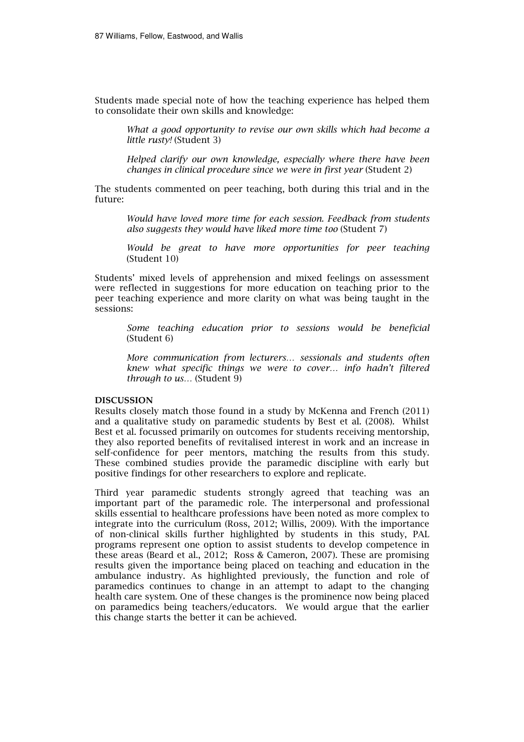Students made special note of how the teaching experience has helped them to consolidate their own skills and knowledge:

> *What a good opportunity to revise our own skills which had become a little rusty!* (Student 3)
>
> *Helped clarify our own knowledge, especially where there have been changes in clinical procedure since we were in first year* (Student 2)

The students commented on peer teaching, both during this trial and in the future:

> *Would have loved more time for each session. Feedback from students also suggests they would have liked more time too* (Student 7)
>
> *Would be great to have more opportunities for peer teaching* (Student 10)

Students' mixed levels of apprehension and mixed feelings on assessment were reflected in suggestions for more education on teaching prior to the peer teaching experience and more clarity on what was being taught in the sessions:

> *Some teaching education prior to sessions would be beneficial* (Student 6)
>
> *More communication from lecturers… sessionals and students often knew what specific things we were to cover… info hadn't filtered through to us…* (Student 9)

**DISCUSSION**

Results closely match those found in a study by McKenna and French (2011) and a qualitative study on paramedic students by Best et al. (2008). Whilst Best et al. focussed primarily on outcomes for students receiving mentorship, they also reported benefits of revitalised interest in work and an increase in self-confidence for peer mentors, matching the results from this study. These combined studies provide the paramedic discipline with early but positive findings for other researchers to explore and replicate.

Third year paramedic students strongly agreed that teaching was an important part of the paramedic role. The interpersonal and professional skills essential to healthcare professions have been noted as more complex to integrate into the curriculum (Ross, 2012; Willis, 2009). With the importance of non-clinical skills further highlighted by students in this study, PAL programs represent one option to assist students to develop competence in these areas (Beard et al., 2012; Ross & Cameron, 2007). These are promising results given the importance being placed on teaching and education in the ambulance industry. As highlighted previously, the function and role of paramedics continues to change in an attempt to adapt to the changing health care system. One of these changes is the prominence now being placed on paramedics being teachers/educators. We would argue that the earlier this change starts the better it can be achieved.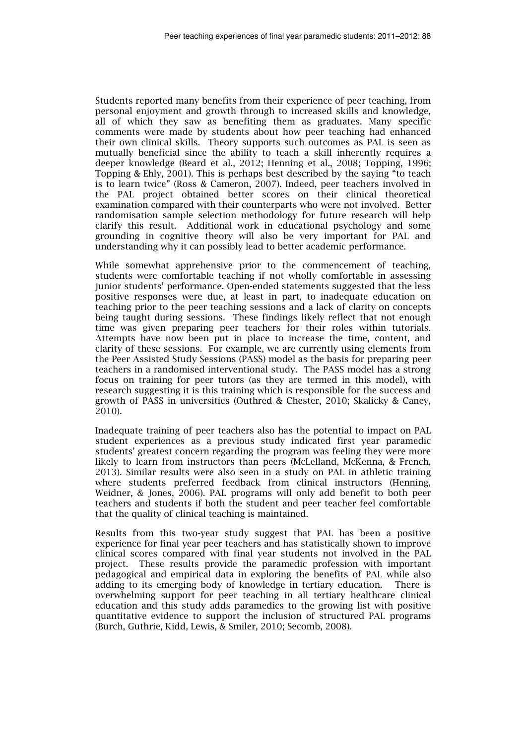Students reported many benefits from their experience of peer teaching, from personal enjoyment and growth through to increased skills and knowledge, all of which they saw as benefiting them as graduates. Many specific comments were made by students about how peer teaching had enhanced their own clinical skills. Theory supports such outcomes as PAL is seen as mutually beneficial since the ability to teach a skill inherently requires a deeper knowledge (Beard et al., 2012; Henning et al., 2008; Topping, 1996; Topping & Ehly, 2001). This is perhaps best described by the saying "to teach is to learn twice" (Ross & Cameron, 2007). Indeed, peer teachers involved in the PAL project obtained better scores on their clinical theoretical examination compared with their counterparts who were not involved. Better randomisation sample selection methodology for future research will help clarify this result. Additional work in educational psychology and some grounding in cognitive theory will also be very important for PAL and understanding why it can possibly lead to better academic performance.

While somewhat apprehensive prior to the commencement of teaching, students were comfortable teaching if not wholly comfortable in assessing junior students' performance. Open-ended statements suggested that the less positive responses were due, at least in part, to inadequate education on teaching prior to the peer teaching sessions and a lack of clarity on concepts being taught during sessions. These findings likely reflect that not enough time was given preparing peer teachers for their roles within tutorials. Attempts have now been put in place to increase the time, content, and clarity of these sessions. For example, we are currently using elements from the Peer Assisted Study Sessions (PASS) model as the basis for preparing peer teachers in a randomised interventional study. The PASS model has a strong focus on training for peer tutors (as they are termed in this model), with research suggesting it is this training which is responsible for the success and growth of PASS in universities (Outhred & Chester, 2010; Skalicky & Caney, 2010).

Inadequate training of peer teachers also has the potential to impact on PAL student experiences as a previous study indicated first year paramedic students' greatest concern regarding the program was feeling they were more likely to learn from instructors than peers (McLelland, McKenna, & French, 2013). Similar results were also seen in a study on PAL in athletic training where students preferred feedback from clinical instructors (Henning, Weidner, & Jones, 2006). PAL programs will only add benefit to both peer teachers and students if both the student and peer teacher feel comfortable that the quality of clinical teaching is maintained.

Results from this two-year study suggest that PAL has been a positive experience for final year peer teachers and has statistically shown to improve clinical scores compared with final year students not involved in the PAL project. These results provide the paramedic profession with important pedagogical and empirical data in exploring the benefits of PAL while also adding to its emerging body of knowledge in tertiary education. There is overwhelming support for peer teaching in all tertiary healthcare clinical education and this study adds paramedics to the growing list with positive quantitative evidence to support the inclusion of structured PAL programs (Burch, Guthrie, Kidd, Lewis, & Smiler, 2010; Secomb, 2008).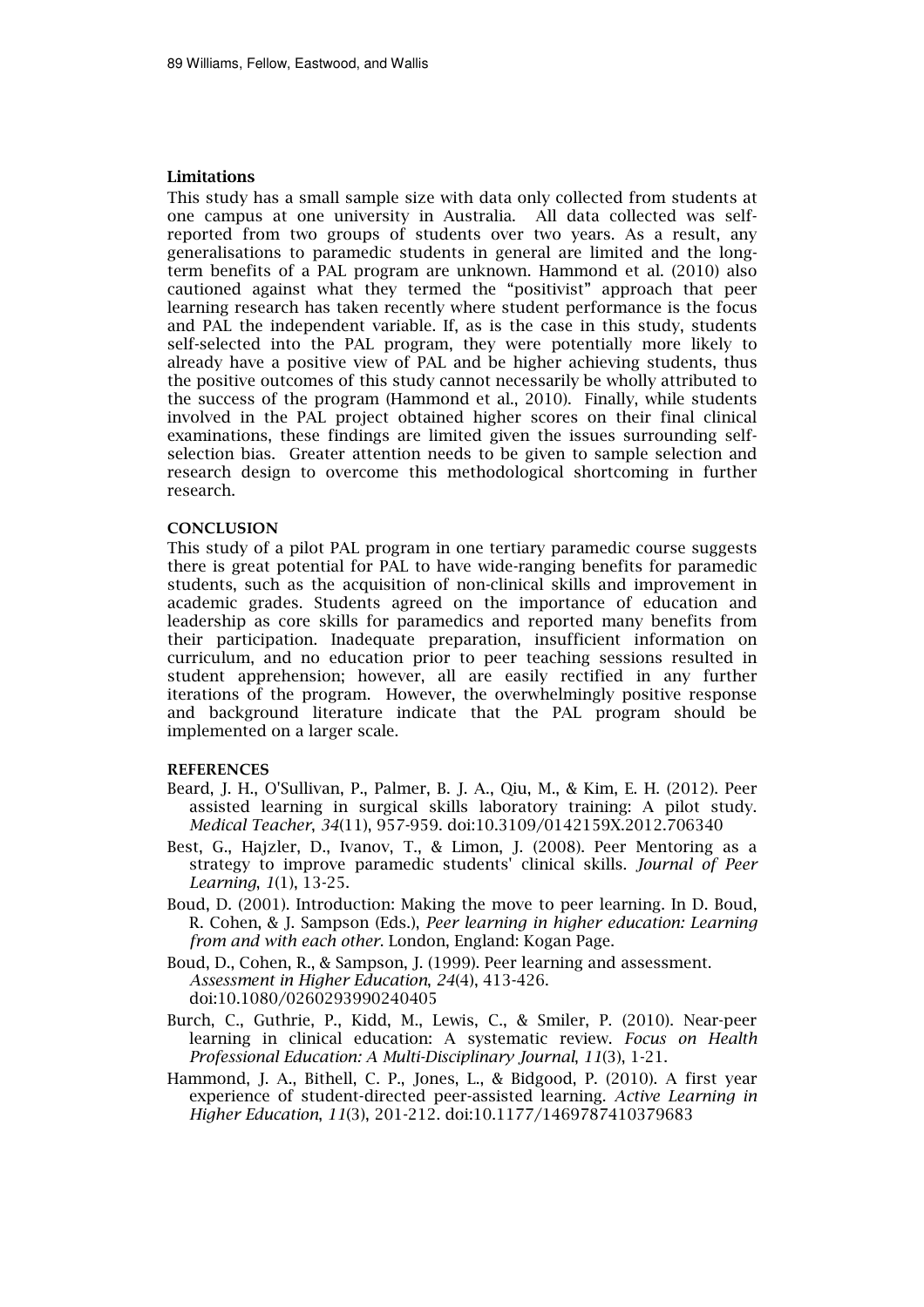### Limitations

This study has a small sample size with data only collected from students at one campus at one university in Australia. All data collected was self-reported from two groups of students over two years. As a result, any generalisations to paramedic students in general are limited and the long-term benefits of a PAL program are unknown. Hammond et al. (2010) also cautioned against what they termed the "positivist" approach that peer learning research has taken recently where student performance is the focus and PAL the independent variable. If, as is the case in this study, students self-selected into the PAL program, they were potentially more likely to already have a positive view of PAL and be higher achieving students, thus the positive outcomes of this study cannot necessarily be wholly attributed to the success of the program (Hammond et al., 2010). Finally, while students involved in the PAL project obtained higher scores on their final clinical examinations, these findings are limited given the issues surrounding self-selection bias. Greater attention needs to be given to sample selection and research design to overcome this methodological shortcoming in further research.

## CONCLUSION

This study of a pilot PAL program in one tertiary paramedic course suggests there is great potential for PAL to have wide-ranging benefits for paramedic students, such as the acquisition of non-clinical skills and improvement in academic grades. Students agreed on the importance of education and leadership as core skills for paramedics and reported many benefits from their participation. Inadequate preparation, insufficient information on curriculum, and no education prior to peer teaching sessions resulted in student apprehension; however, all are easily rectified in any further iterations of the program. However, the overwhelmingly positive response and background literature indicate that the PAL program should be implemented on a larger scale.

## REFERENCES

Beard, J. H., O'Sullivan, P., Palmer, B. J. A., Qiu, M., & Kim, E. H. (2012). Peer assisted learning in surgical skills laboratory training: A pilot study. *Medical Teacher*, *34*(11), 957-959. doi:10.3109/0142159X.2012.706340

Best, G., Hajzler, D., Ivanov, T., & Limon, J. (2008). Peer Mentoring as a strategy to improve paramedic students' clinical skills. *Journal of Peer Learning*, *1*(1), 13-25.

Boud, D. (2001). Introduction: Making the move to peer learning. In D. Boud, R. Cohen, & J. Sampson (Eds.), *Peer learning in higher education: Learning from and with each other*. London, England: Kogan Page.

Boud, D., Cohen, R., & Sampson, J. (1999). Peer learning and assessment. *Assessment in Higher Education*, *24*(4), 413-426. doi:10.1080/0260293990240405

Burch, C., Guthrie, P., Kidd, M., Lewis, C., & Smiler, P. (2010). Near-peer learning in clinical education: A systematic review. *Focus on Health Professional Education: A Multi-Disciplinary Journal*, *11*(3), 1-21.

Hammond, J. A., Bithell, C. P., Jones, L., & Bidgood, P. (2010). A first year experience of student-directed peer-assisted learning. *Active Learning in Higher Education*, *11*(3), 201-212. doi:10.1177/1469787410379683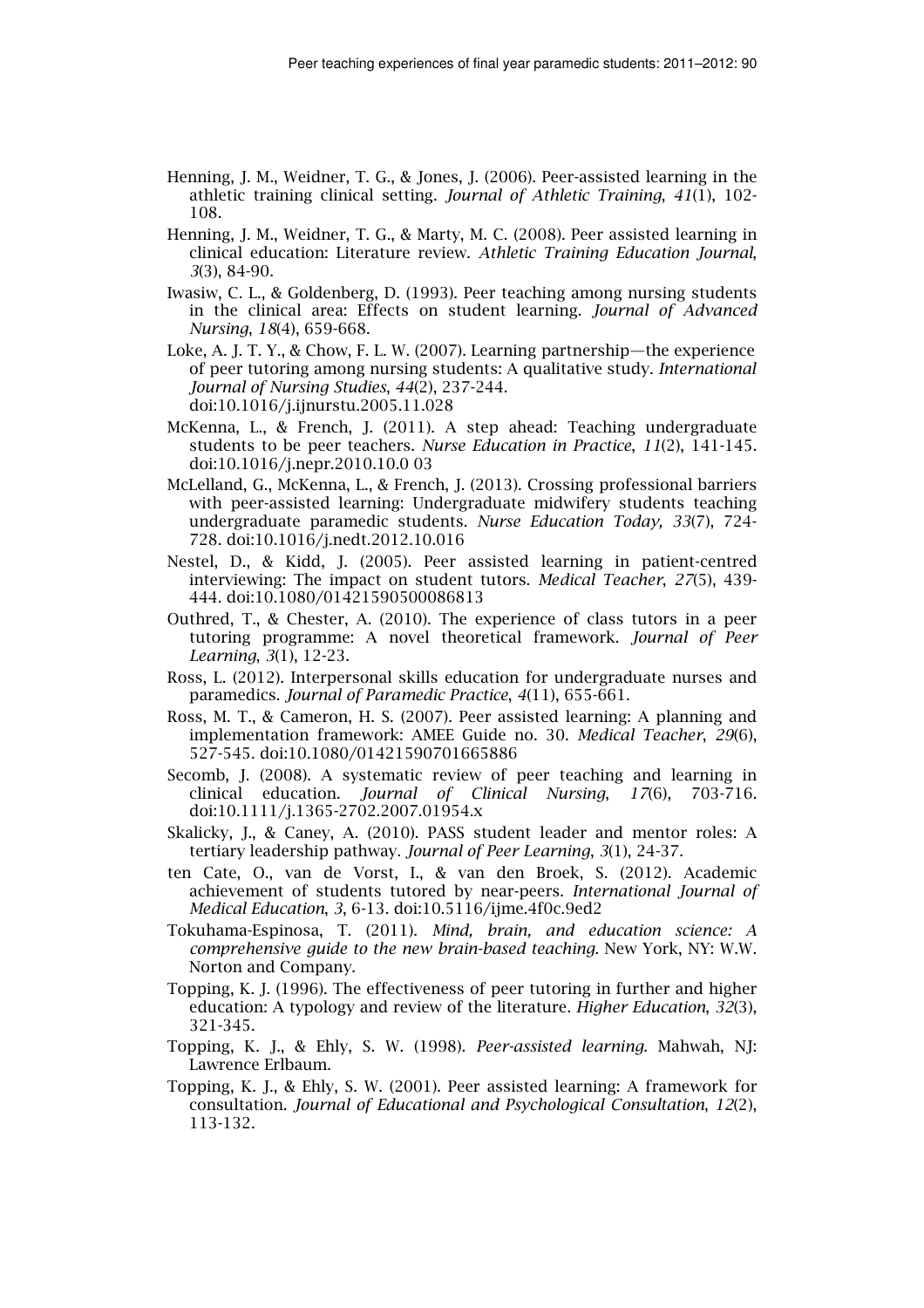Henning, J. M., Weidner, T. G., & Jones, J. (2006). Peer-assisted learning in the athletic training clinical setting. *Journal of Athletic Training*, *41*(1), 102-108.

Henning, J. M., Weidner, T. G., & Marty, M. C. (2008). Peer assisted learning in clinical education: Literature review. *Athletic Training Education Journal*, *3*(3), 84-90.

Iwasiw, C. L., & Goldenberg, D. (1993). Peer teaching among nursing students in the clinical area: Effects on student learning. *Journal of Advanced Nursing*, *18*(4), 659-668.

Loke, A. J. T. Y., & Chow, F. L. W. (2007). Learning partnership—the experience of peer tutoring among nursing students: A qualitative study. *International Journal of Nursing Studies*, *44*(2), 237-244. doi:10.1016/j.ijnurstu.2005.11.028

McKenna, L., & French, J. (2011). A step ahead: Teaching undergraduate students to be peer teachers. *Nurse Education in Practice*, *11*(2), 141-145. doi:10.1016/j.nepr.2010.10.0 03

McLelland, G., McKenna, L., & French, J. (2013). Crossing professional barriers with peer-assisted learning: Undergraduate midwifery students teaching undergraduate paramedic students. *Nurse Education Today, 33*(7), 724-728. doi:10.1016/j.nedt.2012.10.016

Nestel, D., & Kidd, J. (2005). Peer assisted learning in patient-centred interviewing: The impact on student tutors. *Medical Teacher*, *27*(5), 439-444. doi:10.1080/01421590500086813

Outhred, T., & Chester, A. (2010). The experience of class tutors in a peer tutoring programme: A novel theoretical framework. *Journal of Peer Learning*, *3*(1), 12-23.

Ross, L. (2012). Interpersonal skills education for undergraduate nurses and paramedics. *Journal of Paramedic Practice*, *4*(11), 655-661.

Ross, M. T., & Cameron, H. S. (2007). Peer assisted learning: A planning and implementation framework: AMEE Guide no. 30. *Medical Teacher*, *29*(6), 527-545. doi:10.1080/01421590701665886

Secomb, J. (2008). A systematic review of peer teaching and learning in clinical education. *Journal of Clinical Nursing*, *17*(6), 703-716. doi:10.1111/j.1365-2702.2007.01954.x

Skalicky, J., & Caney, A. (2010). PASS student leader and mentor roles: A tertiary leadership pathway. *Journal of Peer Learning*, *3*(1), 24-37.

ten Cate, O., van de Vorst, I., & van den Broek, S. (2012). Academic achievement of students tutored by near-peers. *International Journal of Medical Education*, *3*, 6-13. doi:10.5116/ijme.4f0c.9ed2

Tokuhama-Espinosa, T. (2011). *Mind, brain, and education science: A comprehensive guide to the new brain-based teaching*. New York, NY: W.W. Norton and Company.

Topping, K. J. (1996). The effectiveness of peer tutoring in further and higher education: A typology and review of the literature. *Higher Education*, *32*(3), 321-345.

Topping, K. J., & Ehly, S. W. (1998). *Peer-assisted learning*. Mahwah, NJ: Lawrence Erlbaum.

Topping, K. J., & Ehly, S. W. (2001). Peer assisted learning: A framework for consultation. *Journal of Educational and Psychological Consultation*, *12*(2), 113-132.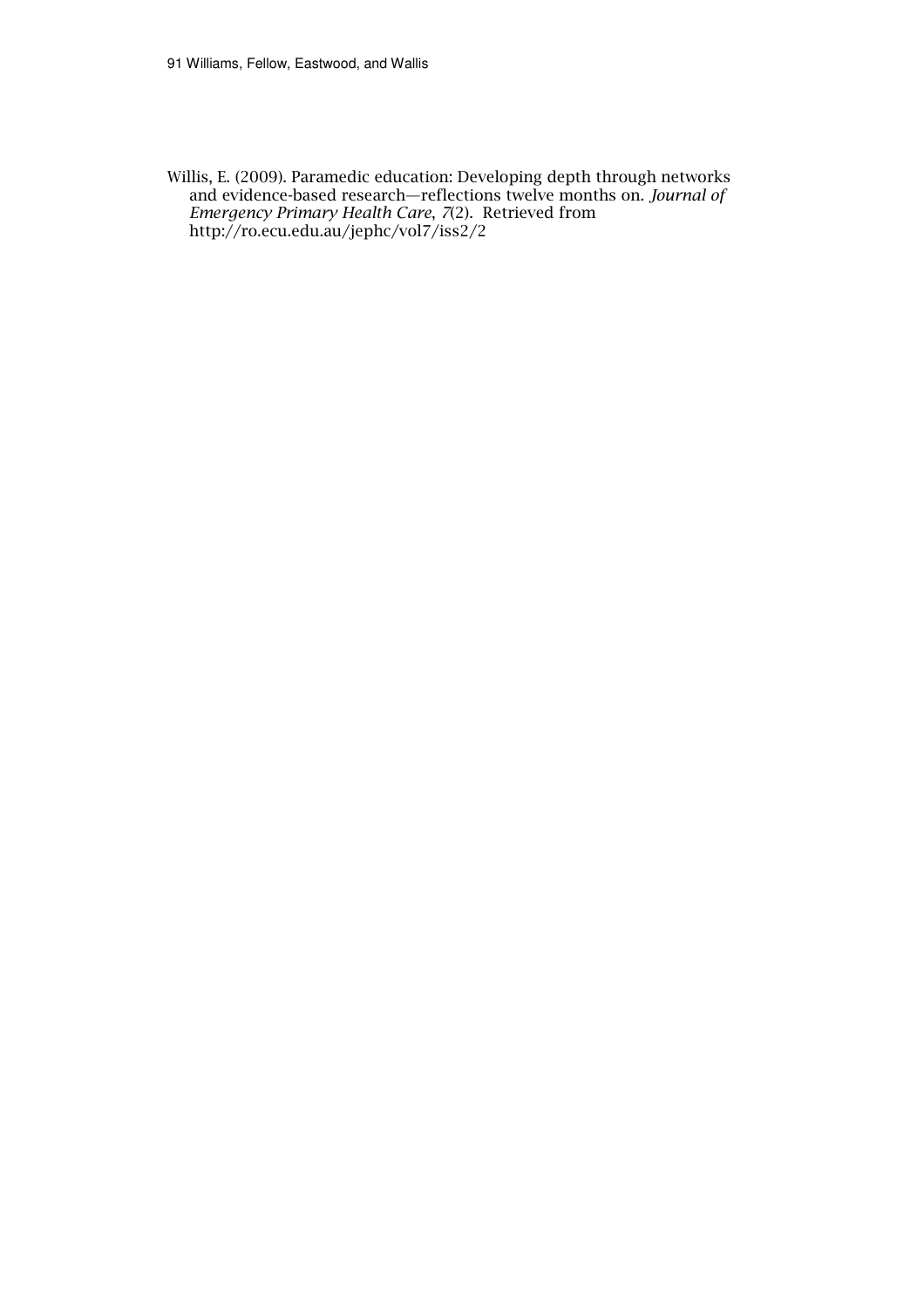Willis, E. (2009). Paramedic education: Developing depth through networks and evidence-based research—reflections twelve months on. *Journal of Emergency Primary Health Care*, *7*(2). Retrieved from http://ro.ecu.edu.au/jephc/vol7/iss2/2